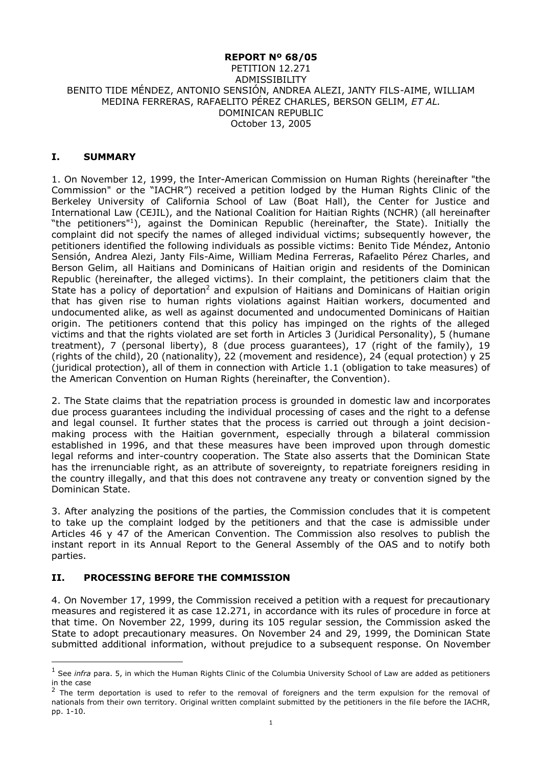**REPORT Nº 68/05**
PETITION 12.271
ADMISSIBILITY
BENITO TIDE MÉNDEZ, ANTONIO SENSIÓN, ANDREA ALEZI, JANTY FILS-AIME, WILLIAM MEDINA FERRERAS, RAFAELITO PÉREZ CHARLES, BERSON GELIM, *ET AL.*
DOMINICAN REPUBLIC
October 13, 2005

## I. SUMMARY

1. On November 12, 1999, the Inter-American Commission on Human Rights (hereinafter "the Commission" or the "IACHR") received a petition lodged by the Human Rights Clinic of the Berkeley University of California School of Law (Boat Hall), the Center for Justice and International Law (CEJIL), and the National Coalition for Haitian Rights (NCHR) (all hereinafter "the petitioners"[1]), against the Dominican Republic (hereinafter, the State). Initially the complaint did not specify the names of alleged individual victims; subsequently however, the petitioners identified the following individuals as possible victims: Benito Tide Méndez, Antonio Sensión, Andrea Alezi, Janty Fils-Aime, William Medina Ferreras, Rafaelito Pérez Charles, and Berson Gelim, all Haitians and Dominicans of Haitian origin and residents of the Dominican Republic (hereinafter, the alleged victims). In their complaint, the petitioners claim that the State has a policy of deportation[2] and expulsion of Haitians and Dominicans of Haitian origin that has given rise to human rights violations against Haitian workers, documented and undocumented alike, as well as against documented and undocumented Dominicans of Haitian origin. The petitioners contend that this policy has impinged on the rights of the alleged victims and that the rights violated are set forth in Articles 3 (Juridical Personality), 5 (humane treatment), 7 (personal liberty), 8 (due process guarantees), 17 (right of the family), 19 (rights of the child), 20 (nationality), 22 (movement and residence), 24 (equal protection) y 25 (juridical protection), all of them in connection with Article 1.1 (obligation to take measures) of the American Convention on Human Rights (hereinafter, the Convention).

2. The State claims that the repatriation process is grounded in domestic law and incorporates due process guarantees including the individual processing of cases and the right to a defense and legal counsel. It further states that the process is carried out through a joint decision-making process with the Haitian government, especially through a bilateral commission established in 1996, and that these measures have been improved upon through domestic legal reforms and inter-country cooperation. The State also asserts that the Dominican State has the irrenunciable right, as an attribute of sovereignty, to repatriate foreigners residing in the country illegally, and that this does not contravene any treaty or convention signed by the Dominican State.

3. After analyzing the positions of the parties, the Commission concludes that it is competent to take up the complaint lodged by the petitioners and that the case is admissible under Articles 46 y 47 of the American Convention. The Commission also resolves to publish the instant report in its Annual Report to the General Assembly of the OAS and to notify both parties.

## II. PROCESSING BEFORE THE COMMISSION

4. On November 17, 1999, the Commission received a petition with a request for precautionary measures and registered it as case 12.271, in accordance with its rules of procedure in force at that time. On November 22, 1999, during its 105 regular session, the Commission asked the State to adopt precautionary measures. On November 24 and 29, 1999, the Dominican State submitted additional information, without prejudice to a subsequent response. On November

---

[1] See *infra* para. 5, in which the Human Rights Clinic of the Columbia University School of Law are added as petitioners in the case

[2] The term deportation is used to refer to the removal of foreigners and the term expulsion for the removal of nationals from their own territory. Original written complaint submitted by the petitioners in the file before the IACHR, pp. 1-10.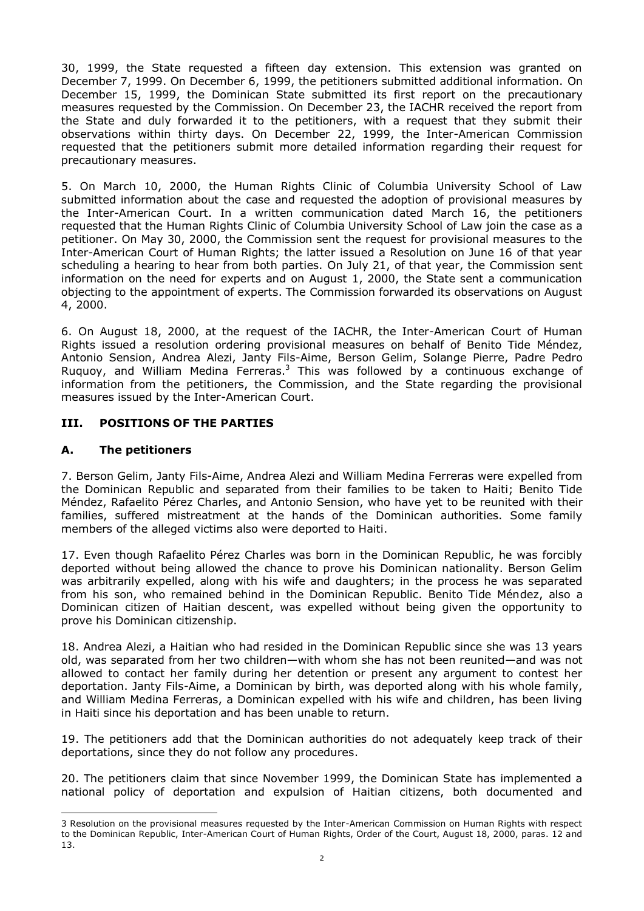30, 1999, the State requested a fifteen day extension. This extension was granted on December 7, 1999. On December 6, 1999, the petitioners submitted additional information. On December 15, 1999, the Dominican State submitted its first report on the precautionary measures requested by the Commission. On December 23, the IACHR received the report from the State and duly forwarded it to the petitioners, with a request that they submit their observations within thirty days. On December 22, 1999, the Inter-American Commission requested that the petitioners submit more detailed information regarding their request for precautionary measures.

5. On March 10, 2000, the Human Rights Clinic of Columbia University School of Law submitted information about the case and requested the adoption of provisional measures by the Inter-American Court. In a written communication dated March 16, the petitioners requested that the Human Rights Clinic of Columbia University School of Law join the case as a petitioner. On May 30, 2000, the Commission sent the request for provisional measures to the Inter-American Court of Human Rights; the latter issued a Resolution on June 16 of that year scheduling a hearing to hear from both parties. On July 21, of that year, the Commission sent information on the need for experts and on August 1, 2000, the State sent a communication objecting to the appointment of experts. The Commission forwarded its observations on August 4, 2000.

6. On August 18, 2000, at the request of the IACHR, the Inter-American Court of Human Rights issued a resolution ordering provisional measures on behalf of Benito Tide Méndez, Antonio Sension, Andrea Alezi, Janty Fils-Aime, Berson Gelim, Solange Pierre, Padre Pedro Ruquoy, and William Medina Ferreras.[3] This was followed by a continuous exchange of information from the petitioners, the Commission, and the State regarding the provisional measures issued by the Inter-American Court.

## III. POSITIONS OF THE PARTIES

### A. The petitioners

7. Berson Gelim, Janty Fils-Aime, Andrea Alezi and William Medina Ferreras were expelled from the Dominican Republic and separated from their families to be taken to Haiti; Benito Tide Méndez, Rafaelito Pérez Charles, and Antonio Sension, who have yet to be reunited with their families, suffered mistreatment at the hands of the Dominican authorities. Some family members of the alleged victims also were deported to Haiti.

17. Even though Rafaelito Pérez Charles was born in the Dominican Republic, he was forcibly deported without being allowed the chance to prove his Dominican nationality. Berson Gelim was arbitrarily expelled, along with his wife and daughters; in the process he was separated from his son, who remained behind in the Dominican Republic. Benito Tide Méndez, also a Dominican citizen of Haitian descent, was expelled without being given the opportunity to prove his Dominican citizenship.

18. Andrea Alezi, a Haitian who had resided in the Dominican Republic since she was 13 years old, was separated from her two children—with whom she has not been reunited—and was not allowed to contact her family during her detention or present any argument to contest her deportation. Janty Fils-Aime, a Dominican by birth, was deported along with his whole family, and William Medina Ferreras, a Dominican expelled with his wife and children, has been living in Haiti since his deportation and has been unable to return.

19. The petitioners add that the Dominican authorities do not adequately keep track of their deportations, since they do not follow any procedures.

20. The petitioners claim that since November 1999, the Dominican State has implemented a national policy of deportation and expulsion of Haitian citizens, both documented and

---

3 Resolution on the provisional measures requested by the Inter-American Commission on Human Rights with respect to the Dominican Republic, Inter-American Court of Human Rights, Order of the Court, August 18, 2000, paras. 12 and 13.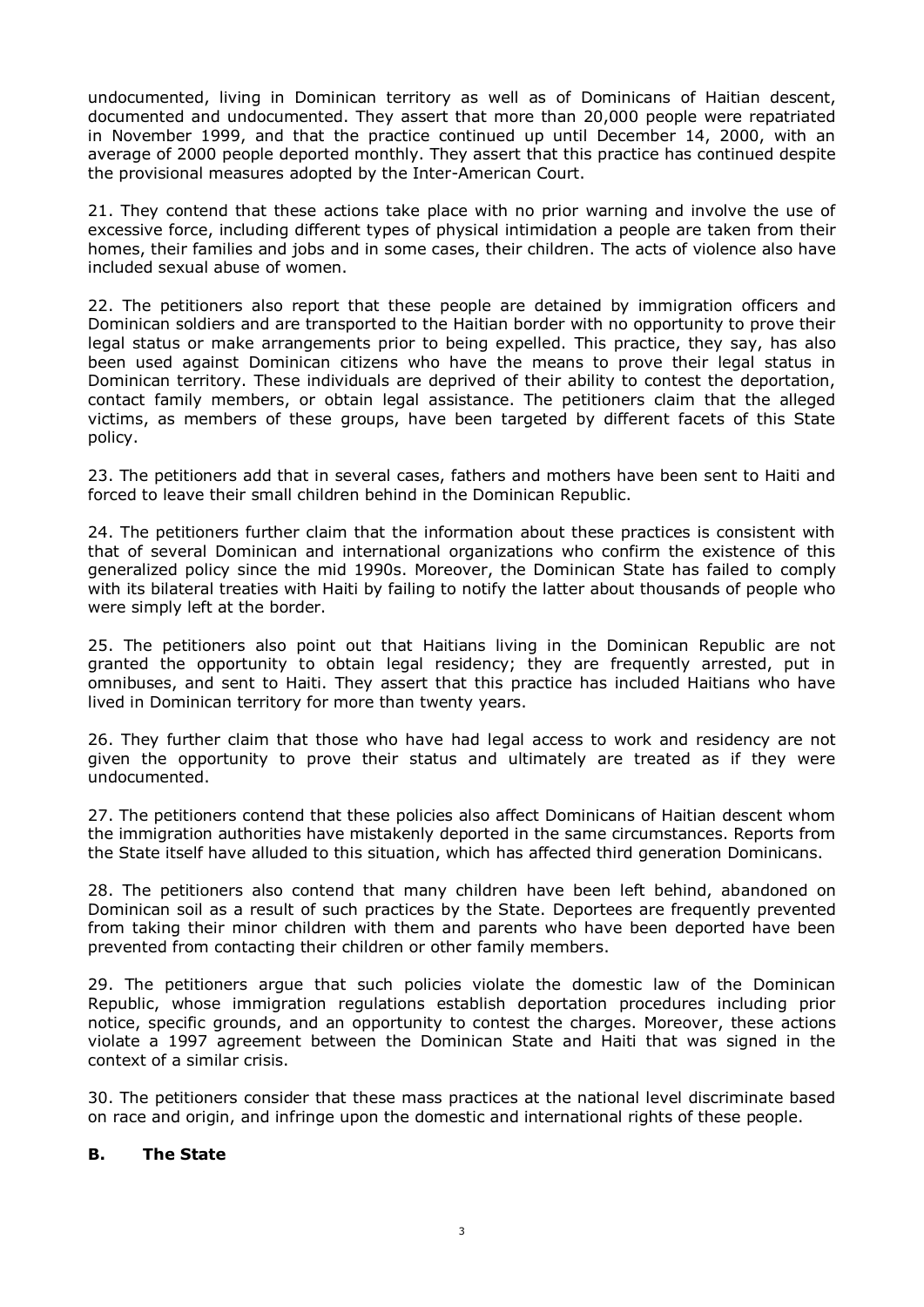undocumented, living in Dominican territory as well as of Dominicans of Haitian descent, documented and undocumented. They assert that more than 20,000 people were repatriated in November 1999, and that the practice continued up until December 14, 2000, with an average of 2000 people deported monthly. They assert that this practice has continued despite the provisional measures adopted by the Inter-American Court.

21. They contend that these actions take place with no prior warning and involve the use of excessive force, including different types of physical intimidation a people are taken from their homes, their families and jobs and in some cases, their children. The acts of violence also have included sexual abuse of women.

22. The petitioners also report that these people are detained by immigration officers and Dominican soldiers and are transported to the Haitian border with no opportunity to prove their legal status or make arrangements prior to being expelled. This practice, they say, has also been used against Dominican citizens who have the means to prove their legal status in Dominican territory. These individuals are deprived of their ability to contest the deportation, contact family members, or obtain legal assistance. The petitioners claim that the alleged victims, as members of these groups, have been targeted by different facets of this State policy.

23. The petitioners add that in several cases, fathers and mothers have been sent to Haiti and forced to leave their small children behind in the Dominican Republic.

24. The petitioners further claim that the information about these practices is consistent with that of several Dominican and international organizations who confirm the existence of this generalized policy since the mid 1990s. Moreover, the Dominican State has failed to comply with its bilateral treaties with Haiti by failing to notify the latter about thousands of people who were simply left at the border.

25. The petitioners also point out that Haitians living in the Dominican Republic are not granted the opportunity to obtain legal residency; they are frequently arrested, put in omnibuses, and sent to Haiti. They assert that this practice has included Haitians who have lived in Dominican territory for more than twenty years.

26. They further claim that those who have had legal access to work and residency are not given the opportunity to prove their status and ultimately are treated as if they were undocumented.

27. The petitioners contend that these policies also affect Dominicans of Haitian descent whom the immigration authorities have mistakenly deported in the same circumstances. Reports from the State itself have alluded to this situation, which has affected third generation Dominicans.

28. The petitioners also contend that many children have been left behind, abandoned on Dominican soil as a result of such practices by the State. Deportees are frequently prevented from taking their minor children with them and parents who have been deported have been prevented from contacting their children or other family members.

29. The petitioners argue that such policies violate the domestic law of the Dominican Republic, whose immigration regulations establish deportation procedures including prior notice, specific grounds, and an opportunity to contest the charges. Moreover, these actions violate a 1997 agreement between the Dominican State and Haiti that was signed in the context of a similar crisis.

30. The petitioners consider that these mass practices at the national level discriminate based on race and origin, and infringe upon the domestic and international rights of these people.

### B. The State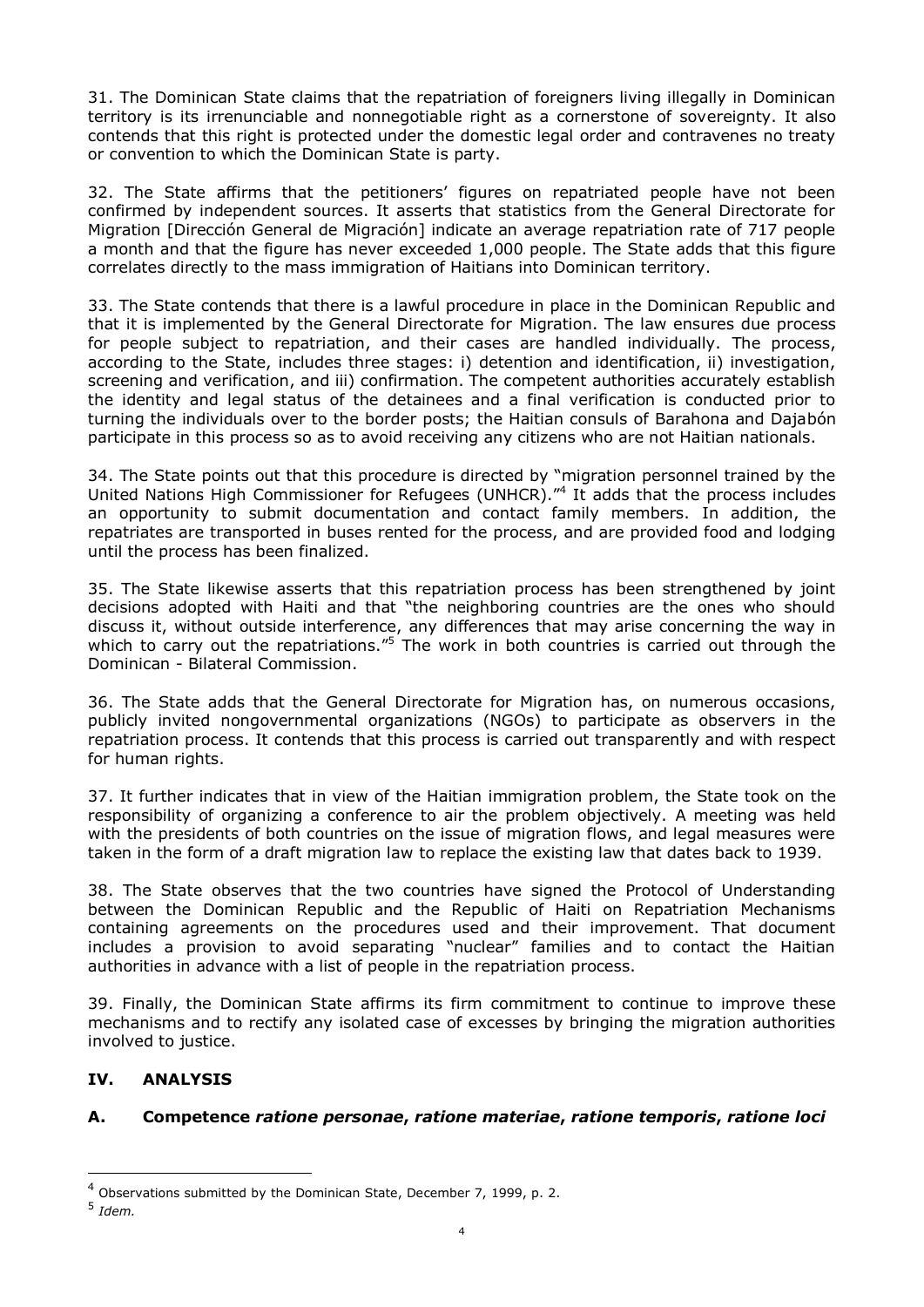31. The Dominican State claims that the repatriation of foreigners living illegally in Dominican territory is its irrenunciable and nonnegotiable right as a cornerstone of sovereignty. It also contends that this right is protected under the domestic legal order and contravenes no treaty or convention to which the Dominican State is party.

32. The State affirms that the petitioners' figures on repatriated people have not been confirmed by independent sources. It asserts that statistics from the General Directorate for Migration [Dirección General de Migración] indicate an average repatriation rate of 717 people a month and that the figure has never exceeded 1,000 people. The State adds that this figure correlates directly to the mass immigration of Haitians into Dominican territory.

33. The State contends that there is a lawful procedure in place in the Dominican Republic and that it is implemented by the General Directorate for Migration. The law ensures due process for people subject to repatriation, and their cases are handled individually. The process, according to the State, includes three stages: i) detention and identification, ii) investigation, screening and verification, and iii) confirmation. The competent authorities accurately establish the identity and legal status of the detainees and a final verification is conducted prior to turning the individuals over to the border posts; the Haitian consuls of Barahona and Dajabón participate in this process so as to avoid receiving any citizens who are not Haitian nationals.

34. The State points out that this procedure is directed by "migration personnel trained by the United Nations High Commissioner for Refugees (UNHCR)."[4] It adds that the process includes an opportunity to submit documentation and contact family members. In addition, the repatriates are transported in buses rented for the process, and are provided food and lodging until the process has been finalized.

35. The State likewise asserts that this repatriation process has been strengthened by joint decisions adopted with Haiti and that "the neighboring countries are the ones who should discuss it, without outside interference, any differences that may arise concerning the way in which to carry out the repatriations."[5] The work in both countries is carried out through the Dominican - Bilateral Commission.

36. The State adds that the General Directorate for Migration has, on numerous occasions, publicly invited nongovernmental organizations (NGOs) to participate as observers in the repatriation process. It contends that this process is carried out transparently and with respect for human rights.

37. It further indicates that in view of the Haitian immigration problem, the State took on the responsibility of organizing a conference to air the problem objectively. A meeting was held with the presidents of both countries on the issue of migration flows, and legal measures were taken in the form of a draft migration law to replace the existing law that dates back to 1939.

38. The State observes that the two countries have signed the Protocol of Understanding between the Dominican Republic and the Republic of Haiti on Repatriation Mechanisms containing agreements on the procedures used and their improvement. That document includes a provision to avoid separating "nuclear" families and to contact the Haitian authorities in advance with a list of people in the repatriation process.

39. Finally, the Dominican State affirms its firm commitment to continue to improve these mechanisms and to rectify any isolated case of excesses by bringing the migration authorities involved to justice.

## IV. ANALYSIS

### A. Competence *ratione personae, ratione materiae, ratione temporis, ratione loci*

---

[4] Observations submitted by the Dominican State, December 7, 1999, p. 2.

[5] *Idem.*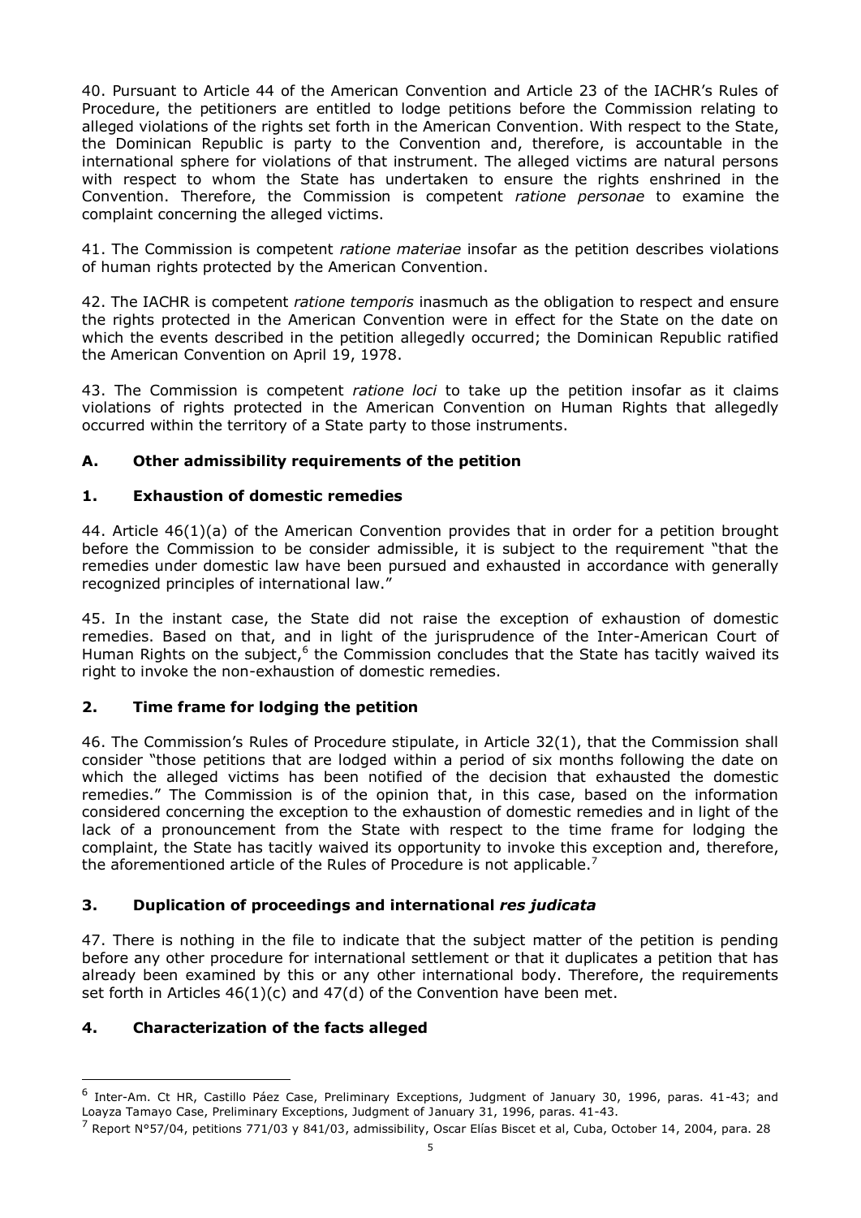40. Pursuant to Article 44 of the American Convention and Article 23 of the IACHR's Rules of Procedure, the petitioners are entitled to lodge petitions before the Commission relating to alleged violations of the rights set forth in the American Convention. With respect to the State, the Dominican Republic is party to the Convention and, therefore, is accountable in the international sphere for violations of that instrument. The alleged victims are natural persons with respect to whom the State has undertaken to ensure the rights enshrined in the Convention. Therefore, the Commission is competent *ratione personae* to examine the complaint concerning the alleged victims.

41. The Commission is competent *ratione materiae* insofar as the petition describes violations of human rights protected by the American Convention.

42. The IACHR is competent *ratione temporis* inasmuch as the obligation to respect and ensure the rights protected in the American Convention were in effect for the State on the date on which the events described in the petition allegedly occurred; the Dominican Republic ratified the American Convention on April 19, 1978.

43. The Commission is competent *ratione loci* to take up the petition insofar as it claims violations of rights protected in the American Convention on Human Rights that allegedly occurred within the territory of a State party to those instruments.

### A. Other admissibility requirements of the petition

#### 1. Exhaustion of domestic remedies

44. Article 46(1)(a) of the American Convention provides that in order for a petition brought before the Commission to be consider admissible, it is subject to the requirement "that the remedies under domestic law have been pursued and exhausted in accordance with generally recognized principles of international law."

45. In the instant case, the State did not raise the exception of exhaustion of domestic remedies. Based on that, and in light of the jurisprudence of the Inter-American Court of Human Rights on the subject,[6] the Commission concludes that the State has tacitly waived its right to invoke the non-exhaustion of domestic remedies.

#### 2. Time frame for lodging the petition

46. The Commission's Rules of Procedure stipulate, in Article 32(1), that the Commission shall consider "those petitions that are lodged within a period of six months following the date on which the alleged victims has been notified of the decision that exhausted the domestic remedies." The Commission is of the opinion that, in this case, based on the information considered concerning the exception to the exhaustion of domestic remedies and in light of the lack of a pronouncement from the State with respect to the time frame for lodging the complaint, the State has tacitly waived its opportunity to invoke this exception and, therefore, the aforementioned article of the Rules of Procedure is not applicable.[7]

#### 3. Duplication of proceedings and international *res judicata*

47. There is nothing in the file to indicate that the subject matter of the petition is pending before any other procedure for international settlement or that it duplicates a petition that has already been examined by this or any other international body. Therefore, the requirements set forth in Articles 46(1)(c) and 47(d) of the Convention have been met.

#### 4. Characterization of the facts alleged

---

[6] Inter-Am. Ct HR, Castillo Páez Case, Preliminary Exceptions, Judgment of January 30, 1996, paras. 41-43; and Loayza Tamayo Case, Preliminary Exceptions, Judgment of January 31, 1996, paras. 41-43.

[7] Report N°57/04, petitions 771/03 y 841/03, admissibility, Oscar Elías Biscet et al, Cuba, October 14, 2004, para. 28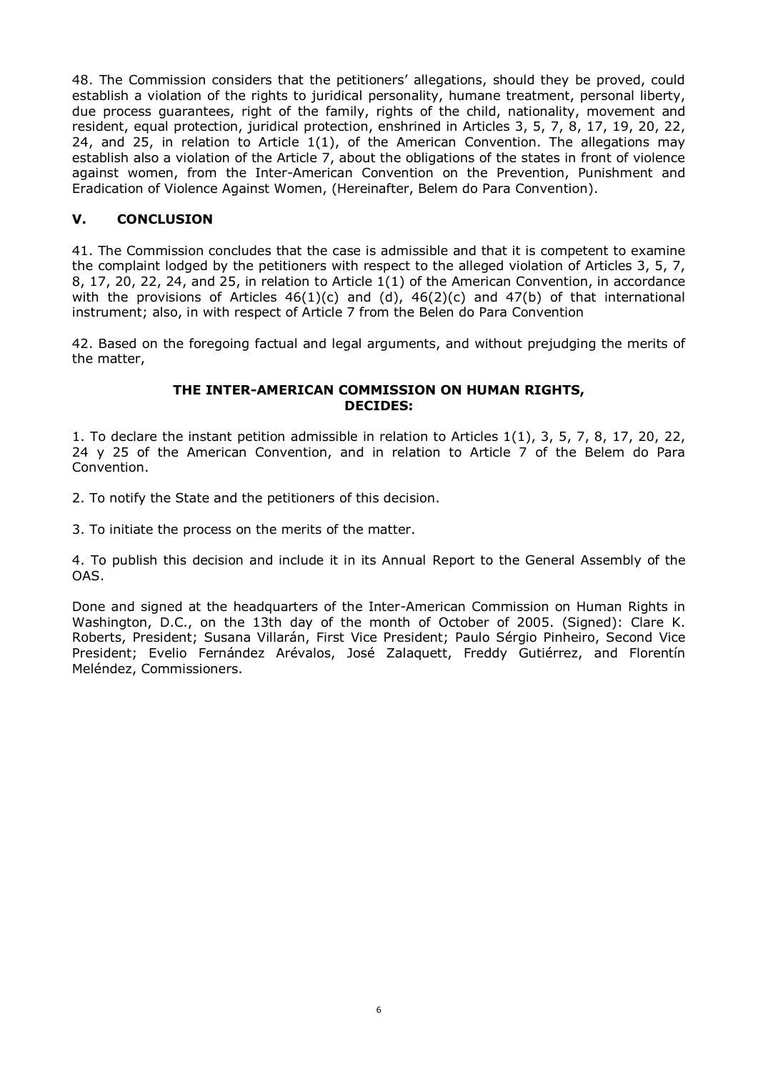48. The Commission considers that the petitioners' allegations, should they be proved, could establish a violation of the rights to juridical personality, humane treatment, personal liberty, due process guarantees, right of the family, rights of the child, nationality, movement and resident, equal protection, juridical protection, enshrined in Articles 3, 5, 7, 8, 17, 19, 20, 22, 24, and 25, in relation to Article 1(1), of the American Convention. The allegations may establish also a violation of the Article 7, about the obligations of the states in front of violence against women, from the Inter-American Convention on the Prevention, Punishment and Eradication of Violence Against Women, (Hereinafter, Belem do Para Convention).

## V. CONCLUSION

41. The Commission concludes that the case is admissible and that it is competent to examine the complaint lodged by the petitioners with respect to the alleged violation of Articles 3, 5, 7, 8, 17, 20, 22, 24, and 25, in relation to Article 1(1) of the American Convention, in accordance with the provisions of Articles 46(1)(c) and (d), 46(2)(c) and 47(b) of that international instrument; also, in with respect of Article 7 from the Belen do Para Convention

42. Based on the foregoing factual and legal arguments, and without prejudging the merits of the matter,

**THE INTER-AMERICAN COMMISSION ON HUMAN RIGHTS,**
**DECIDES:**

1. To declare the instant petition admissible in relation to Articles 1(1), 3, 5, 7, 8, 17, 20, 22, 24 y 25 of the American Convention, and in relation to Article 7 of the Belem do Para Convention.

2. To notify the State and the petitioners of this decision.

3. To initiate the process on the merits of the matter.

4. To publish this decision and include it in its Annual Report to the General Assembly of the OAS.

Done and signed at the headquarters of the Inter-American Commission on Human Rights in Washington, D.C., on the 13th day of the month of October of 2005. (Signed): Clare K. Roberts, President; Susana Villarán, First Vice President; Paulo Sérgio Pinheiro, Second Vice President; Evelio Fernández Arévalos, José Zalaquett, Freddy Gutiérrez, and Florentín Meléndez, Commissioners.